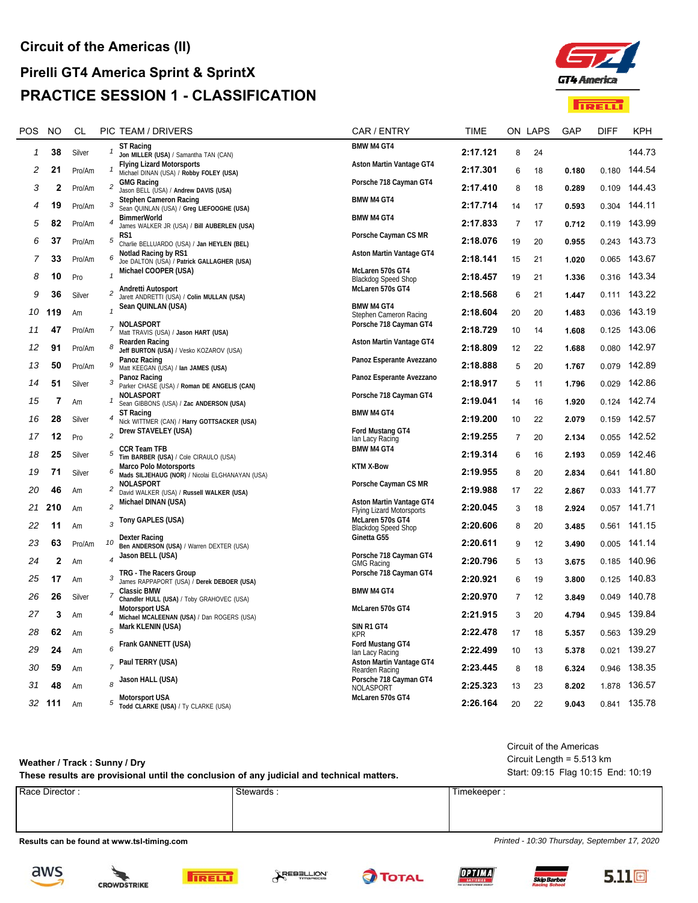# Circuit of the Americas (II)

## Pirelli GT4 America Sprint & SprintX

## PRACTICE SESSION 1 - CLASSIFICATION

| POS | NO | CL | PIC | TEAM / DRIVERS | CAR / ENTRY | TIME | ON | LAPS | GAP | DIFF | KPH |
|---|---|---|---|---|---|---|---|---|---|---|---|
| 1 | 38 | Silver | 1 | ST Racing<br>**Jon MILLER (USA)** / Samantha TAN (CAN) | BMW M4 GT4 | 2:17.121 | 8 | 24 | | | 144.73 |
| 2 | 21 | Pro/Am | 1 | Flying Lizard Motorsports<br>Michael DINAN (USA) / **Robby FOLEY (USA)** | Aston Martin Vantage GT4 | 2:17.301 | 6 | 18 | 0.180 | 0.180 | 144.54 |
| 3 | 2 | Pro/Am | 2 | GMG Racing<br>Jason BELL (USA) / **Andrew DAVIS (USA)** | Porsche 718 Cayman GT4 | 2:17.410 | 8 | 18 | 0.289 | 0.109 | 144.43 |
| 4 | 19 | Pro/Am | 3 | Stephen Cameron Racing<br>Sean QUINLAN (USA) / **Greg LIEFOOGHE (USA)** | BMW M4 GT4 | 2:17.714 | 14 | 17 | 0.593 | 0.304 | 144.11 |
| 5 | 82 | Pro/Am | 4 | BimmerWorld<br>James WALKER JR (USA) / **Bill AUBERLEN (USA)** | BMW M4 GT4 | 2:17.833 | 7 | 17 | 0.712 | 0.119 | 143.99 |
| 6 | 37 | Pro/Am | 5 | RS1<br>Charlie BELLUARDO (USA) / **Jan HEYLEN (BEL)** | Porsche Cayman CS MR | 2:18.076 | 19 | 20 | 0.955 | 0.243 | 143.73 |
| 7 | 33 | Pro/Am | 6 | Notlad Racing by RS1<br>Joe DALTON (USA) / **Patrick GALLAGHER (USA)** | Aston Martin Vantage GT4 | 2:18.141 | 15 | 21 | 1.020 | 0.065 | 143.67 |
| 8 | 10 | Pro | 1 | Michael COOPER (USA) | McLaren 570s GT4<br>Blackdog Speed Shop | 2:18.457 | 19 | 21 | 1.336 | 0.316 | 143.34 |
| 9 | 36 | Silver | 2 | Andretti Autosport<br>Jarett ANDRETTI (USA) / **Colin MULLAN (USA)** | McLaren 570s GT4 | 2:18.568 | 6 | 21 | 1.447 | 0.111 | 143.22 |
| 10 | 119 | Am | 1 | Sean QUINLAN (USA) | BMW M4 GT4<br>Stephen Cameron Racing | 2:18.604 | 20 | 20 | 1.483 | 0.036 | 143.19 |
| 11 | 47 | Pro/Am | 7 | NOLASPORT<br>Matt TRAVIS (USA) / **Jason HART (USA)** | Porsche 718 Cayman GT4 | 2:18.729 | 10 | 14 | 1.608 | 0.125 | 143.06 |
| 12 | 91 | Pro/Am | 8 | Rearden Racing<br>**Jeff BURTON (USA)** / Vesko KOZAROV (USA) | Aston Martin Vantage GT4 | 2:18.809 | 12 | 22 | 1.688 | 0.080 | 142.97 |
| 13 | 50 | Pro/Am | 9 | Panoz Racing<br>Matt KEEGAN (USA) / **Ian JAMES (USA)** | Panoz Esperante Avezzano | 2:18.888 | 5 | 20 | 1.767 | 0.079 | 142.89 |
| 14 | 51 | Silver | 3 | Panoz Racing<br>Parker CHASE (USA) / **Roman DE ANGELIS (CAN)** | Panoz Esperante Avezzano | 2:18.917 | 5 | 11 | 1.796 | 0.029 | 142.86 |
| 15 | 7 | Am | 1 | NOLASPORT<br>Sean GIBBONS (USA) / **Zac ANDERSON (USA)** | Porsche 718 Cayman GT4 | 2:19.041 | 14 | 16 | 1.920 | 0.124 | 142.74 |
| 16 | 28 | Silver | 4 | ST Racing<br>Nick WITTMER (CAN) / **Harry GOTTSACKER (USA)** | BMW M4 GT4 | 2:19.200 | 10 | 22 | 2.079 | 0.159 | 142.57 |
| 17 | 12 | Pro | 2 | Drew STAVELEY (USA) | Ford Mustang GT4<br>Ian Lacy Racing | 2:19.255 | 7 | 20 | 2.134 | 0.055 | 142.52 |
| 18 | 25 | Silver | 5 | CCR Team TFB<br>**Tim BARBER (USA)** / Cole CIRAULO (USA) | BMW M4 GT4 | 2:19.314 | 6 | 16 | 2.193 | 0.059 | 142.46 |
| 19 | 71 | Silver | 6 | Marco Polo Motorsports<br>**Mads SILJEHAUG (NOR)** / Nicolai ELGHANAYAN (USA) | KTM X-Bow | 2:19.955 | 8 | 20 | 2.834 | 0.641 | 141.80 |
| 20 | 46 | Am | 2 | NOLASPORT<br>David WALKER (USA) / **Russell WALKER (USA)** | Porsche Cayman CS MR | 2:19.988 | 17 | 22 | 2.867 | 0.033 | 141.77 |
| 21 | 210 | Am | 2 | Michael DINAN (USA) | Aston Martin Vantage GT4<br>Flying Lizard Motorsports | 2:20.045 | 3 | 18 | 2.924 | 0.057 | 141.71 |
| 22 | 11 | Am | 3 | Tony GAPLES (USA) | McLaren 570s GT4<br>Blackdog Speed Shop | 2:20.606 | 8 | 20 | 3.485 | 0.561 | 141.15 |
| 23 | 63 | Pro/Am | 10 | Dexter Racing<br>**Ben ANDERSON (USA)** / Warren DEXTER (USA) | Ginetta G55 | 2:20.611 | 9 | 12 | 3.490 | 0.005 | 141.14 |
| 24 | 2 | Am | 4 | Jason BELL (USA) | Porsche 718 Cayman GT4<br>GMG Racing | 2:20.796 | 5 | 13 | 3.675 | 0.185 | 140.96 |
| 25 | 17 | Am | 3 | TRG - The Racers Group<br>James RAPPAPORT (USA) / **Derek DEBOER (USA)** | Porsche 718 Cayman GT4 | 2:20.921 | 6 | 19 | 3.800 | 0.125 | 140.83 |
| 26 | 26 | Silver | 7 | Classic BMW<br>**Chandler HULL (USA)** / Toby GRAHOVEC (USA) | BMW M4 GT4 | 2:20.970 | 7 | 12 | 3.849 | 0.049 | 140.78 |
| 27 | 3 | Am | 4 | Motorsport USA<br>**Michael MCALEENAN (USA)** / Dan ROGERS (USA) | McLaren 570s GT4 | 2:21.915 | 3 | 20 | 4.794 | 0.945 | 139.84 |
| 28 | 62 | Am | 5 | Mark KLENIN (USA) | SIN R1 GT4<br>KPR | 2:22.478 | 17 | 18 | 5.357 | 0.563 | 139.29 |
| 29 | 24 | Am | 6 | Frank GANNETT (USA) | Ford Mustang GT4<br>Ian Lacy Racing | 2:22.499 | 10 | 13 | 5.378 | 0.021 | 139.27 |
| 30 | 59 | Am | 7 | Paul TERRY (USA) | Aston Martin Vantage GT4<br>Rearden Racing | 2:23.445 | 8 | 18 | 6.324 | 0.946 | 138.35 |
| 31 | 48 | Am | 8 | Jason HALL (USA) | Porsche 718 Cayman GT4<br>NOLASPORT | 2:25.323 | 13 | 23 | 8.202 | 1.878 | 136.57 |
| 32 | 111 | Am | 5 | Motorsport USA<br>**Todd CLARKE (USA)** / Ty CLARKE (USA) | McLaren 570s GT4 | 2:26.164 | 20 | 22 | 9.043 | 0.841 | 135.78 |

**Weather / Track : Sunny / Dry**

**These results are provisional until the conclusion of any judicial and technical matters.**

Circuit of the Americas
Circuit Length = 5.513 km
Start: 09:15 Flag 10:15 End: 10:19

| Race Director : | Stewards : | Timekeeper : |
|---|---|---|
| | | |

**Results can be found at www.tsl-timing.com**

*Printed - 10:30 Thursday, September 17, 2020*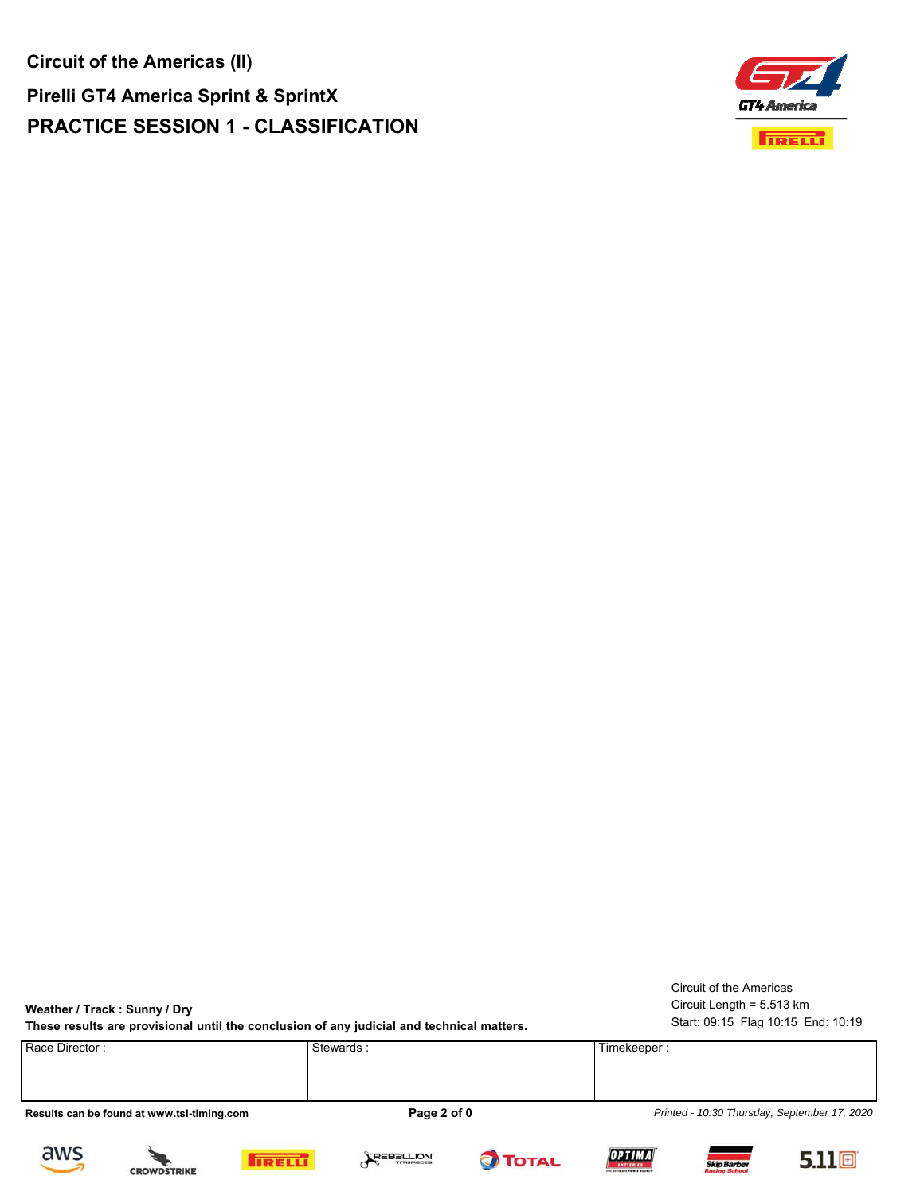# Circuit of the Americas (II)

## Pirelli GT4 America Sprint & SprintX

## PRACTICE SESSION 1 - CLASSIFICATION

**Weather / Track : Sunny / Dry**

**These results are provisional until the conclusion of any judicial and technical matters.**

Circuit of the Americas
Circuit Length = 5.513 km
Start: 09:15 Flag 10:15 End: 10:19

| Race Director : | Stewards : | Timekeeper : |
| --- | --- | --- |
| | | |

**Results can be found at www.tsl-timing.com**

*Printed - 10:30 Thursday, September 17, 2020*